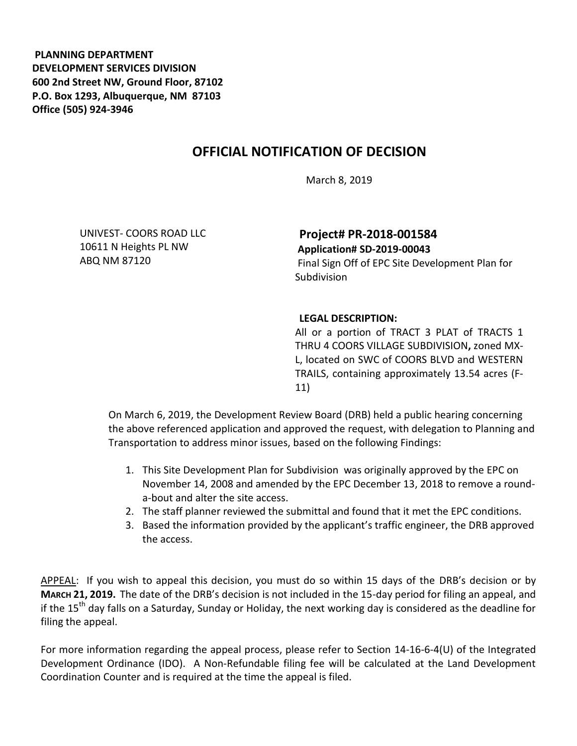**PLANNING DEPARTMENT**
**DEVELOPMENT SERVICES DIVISION**
**600 2nd Street NW, Ground Floor, 87102**
**P.O. Box 1293, Albuquerque, NM 87103**
**Office (505) 924-3946**

# OFFICIAL NOTIFICATION OF DECISION

March 8, 2019

UNIVEST- COORS ROAD LLC
10611 N Heights PL NW
ABQ NM 87120

**Project# PR-2018-001584**
**Application# SD-2019-00043**
Final Sign Off of EPC Site Development Plan for Subdivision

**LEGAL DESCRIPTION:**
All or a portion of TRACT 3 PLAT of TRACTS 1 THRU 4 COORS VILLAGE SUBDIVISION**,** zoned MX-L, located on SWC of COORS BLVD and WESTERN TRAILS, containing approximately 13.54 acres (F-11)

On March 6, 2019, the Development Review Board (DRB) held a public hearing concerning the above referenced application and approved the request, with delegation to Planning and Transportation to address minor issues, based on the following Findings:

1. This Site Development Plan for Subdivision was originally approved by the EPC on November 14, 2008 and amended by the EPC December 13, 2018 to remove a round-a-bout and alter the site access.
2. The staff planner reviewed the submittal and found that it met the EPC conditions.
3. Based the information provided by the applicant's traffic engineer, the DRB approved the access.

APPEAL: If you wish to appeal this decision, you must do so within 15 days of the DRB's decision or by **MARCH 21, 2019.** The date of the DRB's decision is not included in the 15-day period for filing an appeal, and if the 15th day falls on a Saturday, Sunday or Holiday, the next working day is considered as the deadline for filing the appeal.

For more information regarding the appeal process, please refer to Section 14-16-6-4(U) of the Integrated Development Ordinance (IDO). A Non-Refundable filing fee will be calculated at the Land Development Coordination Counter and is required at the time the appeal is filed.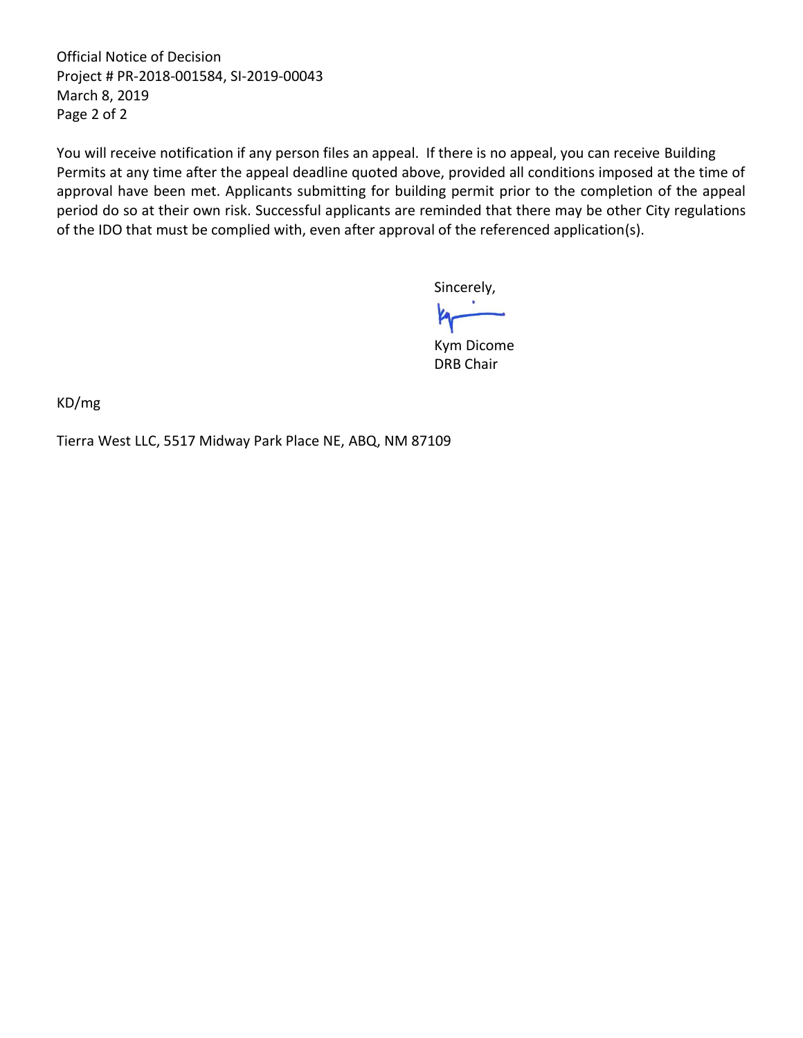You will receive notification if any person files an appeal. If there is no appeal, you can receive Building Permits at any time after the appeal deadline quoted above, provided all conditions imposed at the time of approval have been met. Applicants submitting for building permit prior to the completion of the appeal period do so at their own risk. Successful applicants are reminded that there may be other City regulations of the IDO that must be complied with, even after approval of the referenced application(s).

Sincerely,

Kym Dicome
DRB Chair

KD/mg

Tierra West LLC, 5517 Midway Park Place NE, ABQ, NM 87109